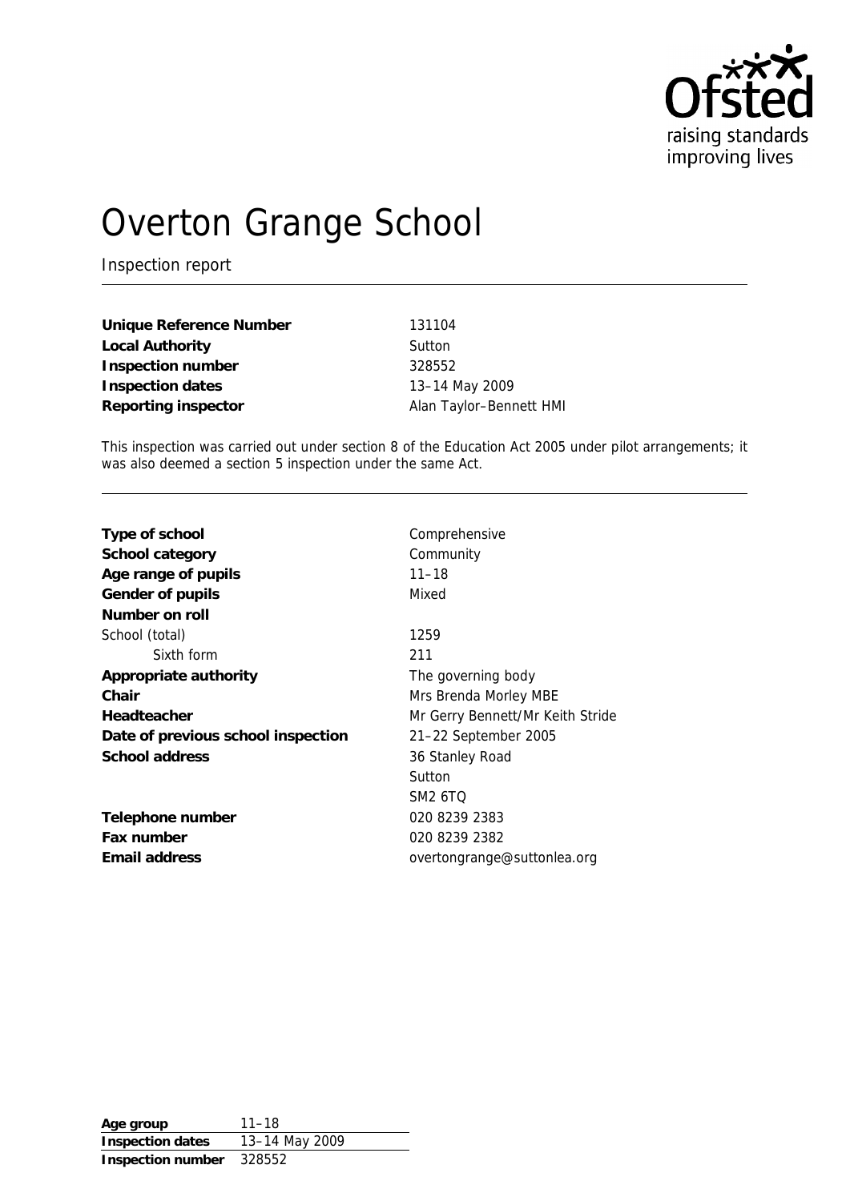Ofsted
raising standards
improving lives

# Overton Grange School

Inspection report

| | |
|---|---|
| **Unique Reference Number** | 131104 |
| **Local Authority** | Sutton |
| **Inspection number** | 328552 |
| **Inspection dates** | 13–14 May 2009 |
| **Reporting inspector** | Alan Taylor–Bennett HMI |

This inspection was carried out under section 8 of the Education Act 2005 under pilot arrangements; it was also deemed a section 5 inspection under the same Act.

| | |
|---|---|
| **Type of school** | Comprehensive |
| **School category** | Community |
| **Age range of pupils** | 11–18 |
| **Gender of pupils** | Mixed |
| **Number on roll** | |
| School (total) | 1259 |
| Sixth form | 211 |
| **Appropriate authority** | The governing body |
| **Chair** | Mrs Brenda Morley MBE |
| **Headteacher** | Mr Gerry Bennett/Mr Keith Stride |
| **Date of previous school inspection** | 21–22 September 2005 |
| **School address** | 36 Stanley Road<br>Sutton<br>SM2 6TQ |
| **Telephone number** | 020 8239 2383 |
| **Fax number** | 020 8239 2382 |
| **Email address** | overtongrange@suttonlea.org |

| | |
|---|---|
| **Age group** | 11–18 |
| **Inspection dates** | 13–14 May 2009 |
| **Inspection number** | 328552 |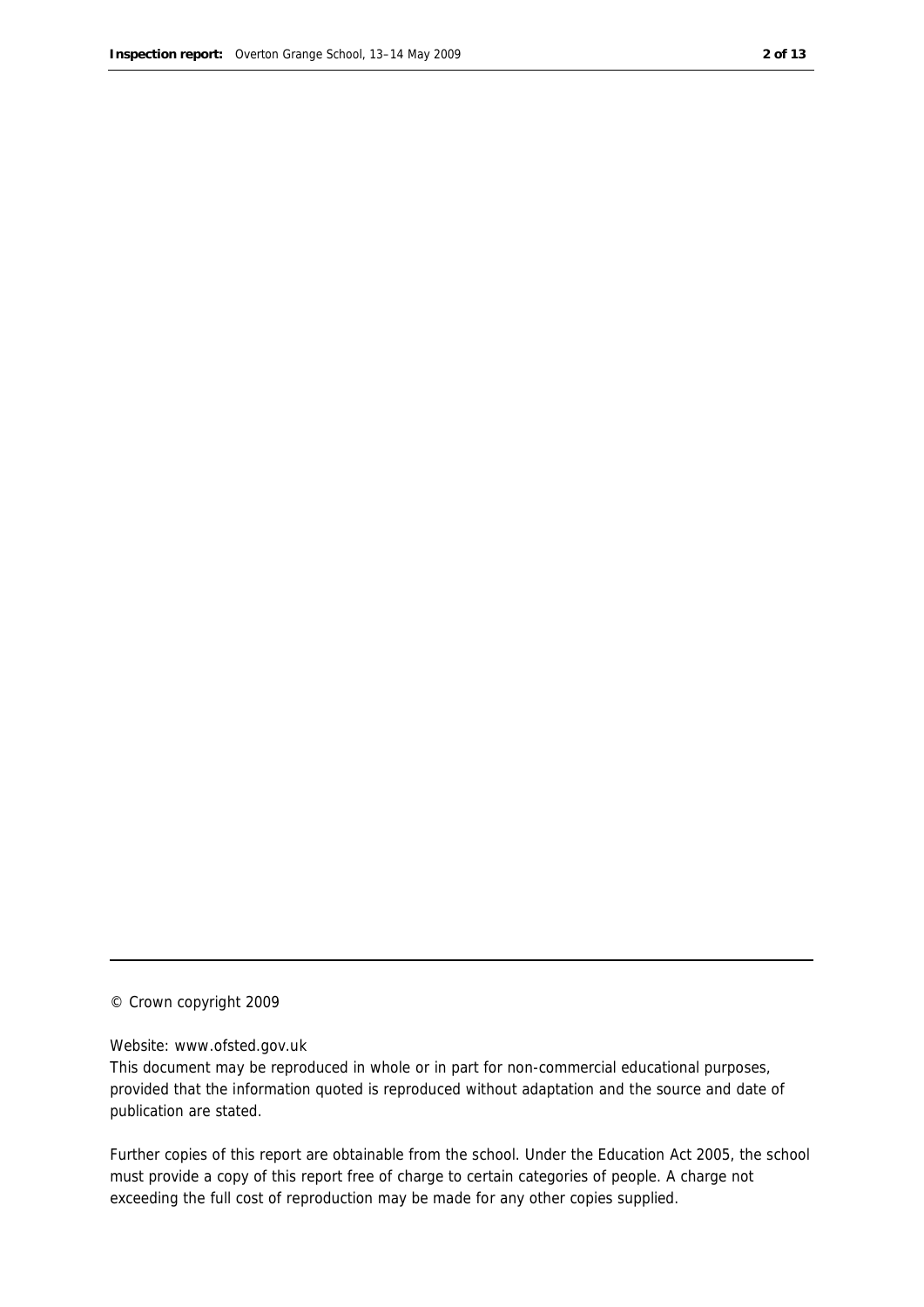© Crown copyright 2009

Website: www.ofsted.gov.uk

This document may be reproduced in whole or in part for non-commercial educational purposes, provided that the information quoted is reproduced without adaptation and the source and date of publication are stated.

Further copies of this report are obtainable from the school. Under the Education Act 2005, the school must provide a copy of this report free of charge to certain categories of people. A charge not exceeding the full cost of reproduction may be made for any other copies supplied.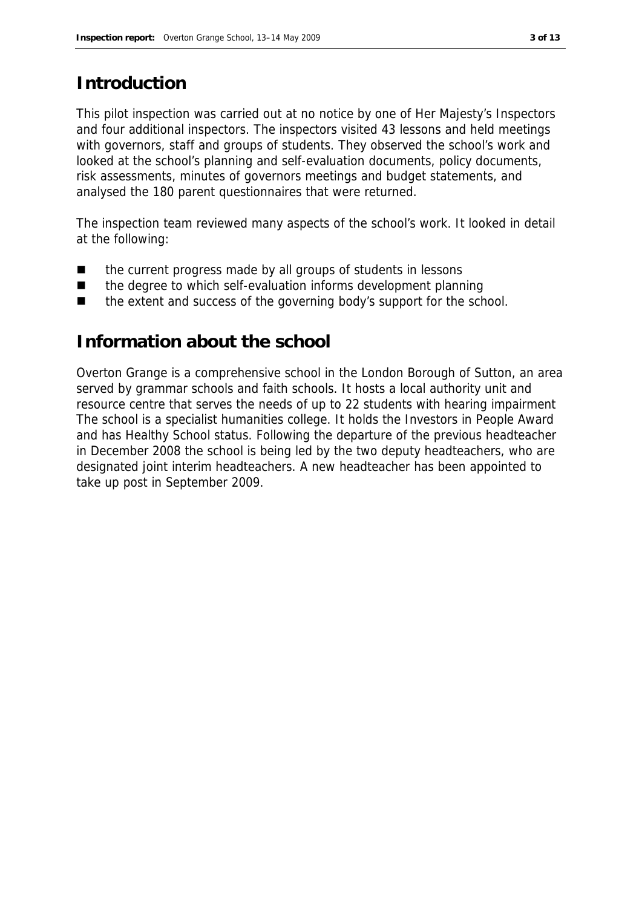## Introduction

This pilot inspection was carried out at no notice by one of Her Majesty's Inspectors and four additional inspectors. The inspectors visited 43 lessons and held meetings with governors, staff and groups of students. They observed the school's work and looked at the school's planning and self-evaluation documents, policy documents, risk assessments, minutes of governors meetings and budget statements, and analysed the 180 parent questionnaires that were returned.

The inspection team reviewed many aspects of the school's work. It looked in detail at the following:

- the current progress made by all groups of students in lessons
- the degree to which self-evaluation informs development planning
- the extent and success of the governing body's support for the school.

## Information about the school

Overton Grange is a comprehensive school in the London Borough of Sutton, an area served by grammar schools and faith schools. It hosts a local authority unit and resource centre that serves the needs of up to 22 students with hearing impairment The school is a specialist humanities college. It holds the Investors in People Award and has Healthy School status. Following the departure of the previous headteacher in December 2008 the school is being led by the two deputy headteachers, who are designated joint interim headteachers. A new headteacher has been appointed to take up post in September 2009.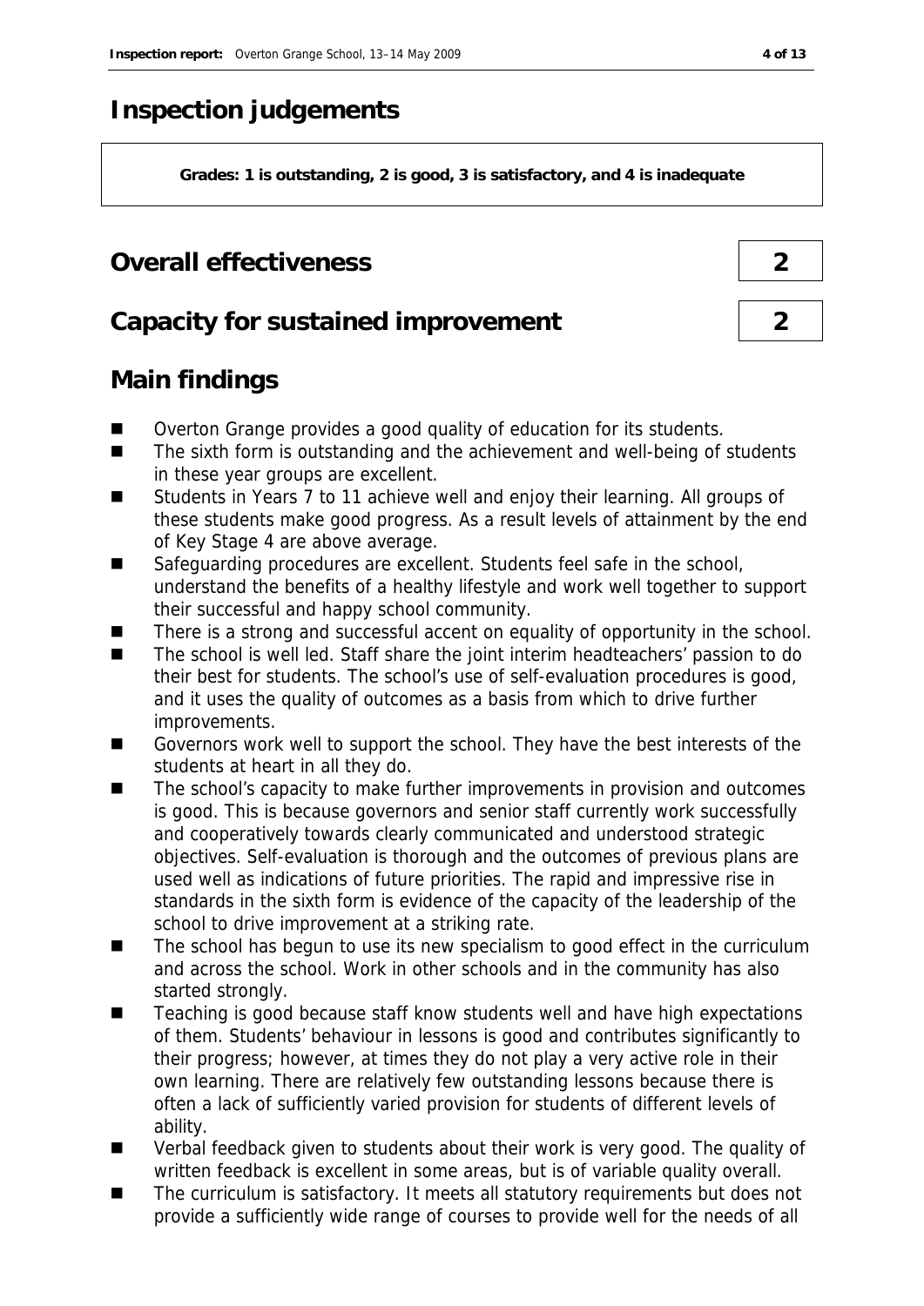# Inspection judgements

**Grades: 1 is outstanding, 2 is good, 3 is satisfactory, and 4 is inadequate**

## Overall effectiveness 2

## Capacity for sustained improvement 2

## Main findings

- Overton Grange provides a good quality of education for its students.
- The sixth form is outstanding and the achievement and well-being of students in these year groups are excellent.
- Students in Years 7 to 11 achieve well and enjoy their learning. All groups of these students make good progress. As a result levels of attainment by the end of Key Stage 4 are above average.
- Safeguarding procedures are excellent. Students feel safe in the school, understand the benefits of a healthy lifestyle and work well together to support their successful and happy school community.
- There is a strong and successful accent on equality of opportunity in the school.
- The school is well led. Staff share the joint interim headteachers' passion to do their best for students. The school's use of self-evaluation procedures is good, and it uses the quality of outcomes as a basis from which to drive further improvements.
- Governors work well to support the school. They have the best interests of the students at heart in all they do.
- The school's capacity to make further improvements in provision and outcomes is good. This is because governors and senior staff currently work successfully and cooperatively towards clearly communicated and understood strategic objectives. Self-evaluation is thorough and the outcomes of previous plans are used well as indications of future priorities. The rapid and impressive rise in standards in the sixth form is evidence of the capacity of the leadership of the school to drive improvement at a striking rate.
- The school has begun to use its new specialism to good effect in the curriculum and across the school. Work in other schools and in the community has also started strongly.
- Teaching is good because staff know students well and have high expectations of them. Students' behaviour in lessons is good and contributes significantly to their progress; however, at times they do not play a very active role in their own learning. There are relatively few outstanding lessons because there is often a lack of sufficiently varied provision for students of different levels of ability.
- Verbal feedback given to students about their work is very good. The quality of written feedback is excellent in some areas, but is of variable quality overall.
- The curriculum is satisfactory. It meets all statutory requirements but does not provide a sufficiently wide range of courses to provide well for the needs of all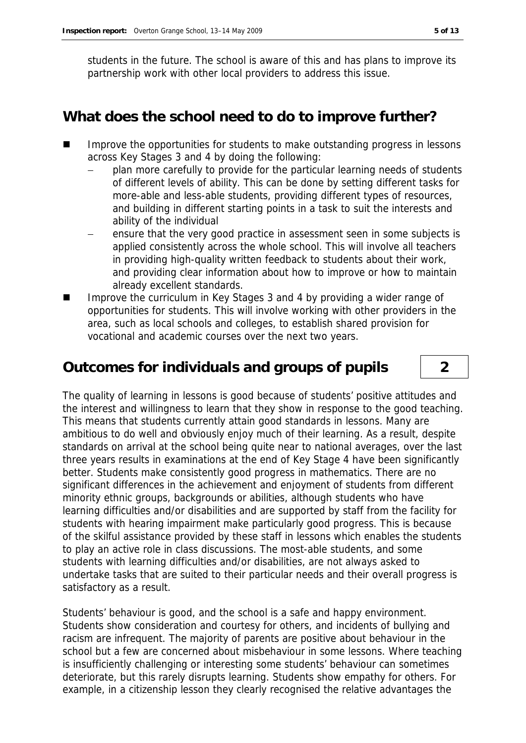students in the future. The school is aware of this and has plans to improve its partnership work with other local providers to address this issue.

## What does the school need to do to improve further?

- Improve the opportunities for students to make outstanding progress in lessons across Key Stages 3 and 4 by doing the following:
  - plan more carefully to provide for the particular learning needs of students of different levels of ability. This can be done by setting different tasks for more-able and less-able students, providing different types of resources, and building in different starting points in a task to suit the interests and ability of the individual
  - ensure that the very good practice in assessment seen in some subjects is applied consistently across the whole school. This will involve all teachers in providing high-quality written feedback to students about their work, and providing clear information about how to improve or how to maintain already excellent standards.
- Improve the curriculum in Key Stages 3 and 4 by providing a wider range of opportunities for students. This will involve working with other providers in the area, such as local schools and colleges, to establish shared provision for vocational and academic courses over the next two years.

## Outcomes for individuals and groups of pupils — 2

The quality of learning in lessons is good because of students' positive attitudes and the interest and willingness to learn that they show in response to the good teaching. This means that students currently attain good standards in lessons. Many are ambitious to do well and obviously enjoy much of their learning. As a result, despite standards on arrival at the school being quite near to national averages, over the last three years results in examinations at the end of Key Stage 4 have been significantly better. Students make consistently good progress in mathematics. There are no significant differences in the achievement and enjoyment of students from different minority ethnic groups, backgrounds or abilities, although students who have learning difficulties and/or disabilities and are supported by staff from the facility for students with hearing impairment make particularly good progress. This is because of the skilful assistance provided by these staff in lessons which enables the students to play an active role in class discussions. The most-able students, and some students with learning difficulties and/or disabilities, are not always asked to undertake tasks that are suited to their particular needs and their overall progress is satisfactory as a result.

Students' behaviour is good, and the school is a safe and happy environment. Students show consideration and courtesy for others, and incidents of bullying and racism are infrequent. The majority of parents are positive about behaviour in the school but a few are concerned about misbehaviour in some lessons. Where teaching is insufficiently challenging or interesting some students' behaviour can sometimes deteriorate, but this rarely disrupts learning. Students show empathy for others. For example, in a citizenship lesson they clearly recognised the relative advantages the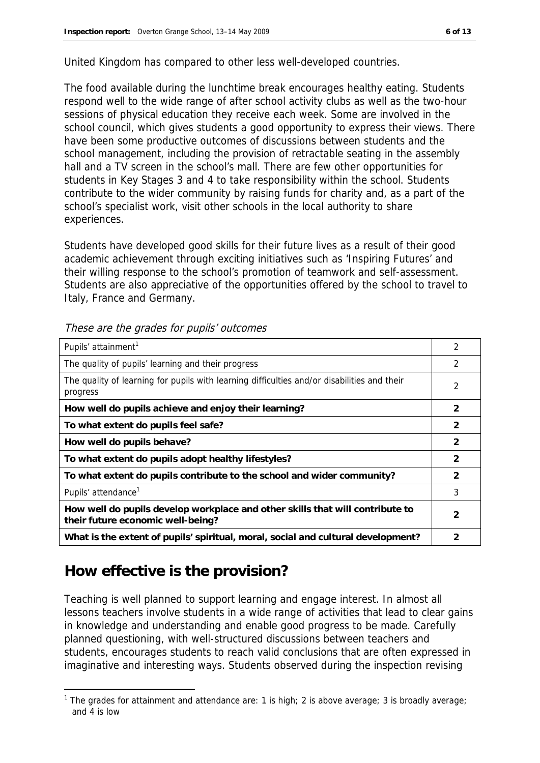United Kingdom has compared to other less well-developed countries.

The food available during the lunchtime break encourages healthy eating. Students respond well to the wide range of after school activity clubs as well as the two-hour sessions of physical education they receive each week. Some are involved in the school council, which gives students a good opportunity to express their views. There have been some productive outcomes of discussions between students and the school management, including the provision of retractable seating in the assembly hall and a TV screen in the school's mall. There are few other opportunities for students in Key Stages 3 and 4 to take responsibility within the school. Students contribute to the wider community by raising funds for charity and, as a part of the school's specialist work, visit other schools in the local authority to share experiences.

Students have developed good skills for their future lives as a result of their good academic achievement through exciting initiatives such as 'Inspiring Futures' and their willing response to the school's promotion of teamwork and self-assessment. Students are also appreciative of the opportunities offered by the school to travel to Italy, France and Germany.

*These are the grades for pupils' outcomes*

| | |
|---|---|
| Pupils' attainment[1] | 2 |
| The quality of pupils' learning and their progress | 2 |
| The quality of learning for pupils with learning difficulties and/or disabilities and their progress | 2 |
| **How well do pupils achieve and enjoy their learning?** | **2** |
| **To what extent do pupils feel safe?** | **2** |
| **How well do pupils behave?** | **2** |
| **To what extent do pupils adopt healthy lifestyles?** | **2** |
| **To what extent do pupils contribute to the school and wider community?** | **2** |
| Pupils' attendance[1] | 3 |
| **How well do pupils develop workplace and other skills that will contribute to their future economic well-being?** | **2** |
| **What is the extent of pupils' spiritual, moral, social and cultural development?** | **2** |

## How effective is the provision?

Teaching is well planned to support learning and engage interest. In almost all lessons teachers involve students in a wide range of activities that lead to clear gains in knowledge and understanding and enable good progress to be made. Carefully planned questioning, with well-structured discussions between teachers and students, encourages students to reach valid conclusions that are often expressed in imaginative and interesting ways. Students observed during the inspection revising

[1] The grades for attainment and attendance are: 1 is high; 2 is above average; 3 is broadly average; and 4 is low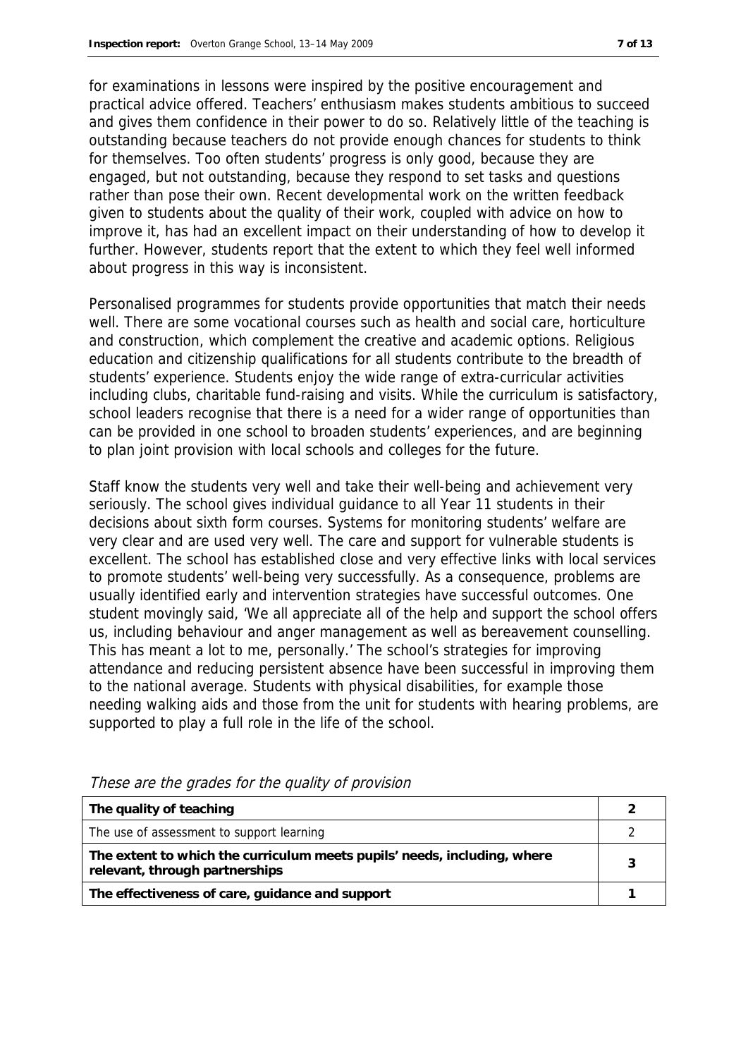for examinations in lessons were inspired by the positive encouragement and practical advice offered. Teachers' enthusiasm makes students ambitious to succeed and gives them confidence in their power to do so. Relatively little of the teaching is outstanding because teachers do not provide enough chances for students to think for themselves. Too often students' progress is only good, because they are engaged, but not outstanding, because they respond to set tasks and questions rather than pose their own. Recent developmental work on the written feedback given to students about the quality of their work, coupled with advice on how to improve it, has had an excellent impact on their understanding of how to develop it further. However, students report that the extent to which they feel well informed about progress in this way is inconsistent.

Personalised programmes for students provide opportunities that match their needs well. There are some vocational courses such as health and social care, horticulture and construction, which complement the creative and academic options. Religious education and citizenship qualifications for all students contribute to the breadth of students' experience. Students enjoy the wide range of extra-curricular activities including clubs, charitable fund-raising and visits. While the curriculum is satisfactory, school leaders recognise that there is a need for a wider range of opportunities than can be provided in one school to broaden students' experiences, and are beginning to plan joint provision with local schools and colleges for the future.

Staff know the students very well and take their well-being and achievement very seriously. The school gives individual guidance to all Year 11 students in their decisions about sixth form courses. Systems for monitoring students' welfare are very clear and are used very well. The care and support for vulnerable students is excellent. The school has established close and very effective links with local services to promote students' well-being very successfully. As a consequence, problems are usually identified early and intervention strategies have successful outcomes. One student movingly said, 'We all appreciate all of the help and support the school offers us, including behaviour and anger management as well as bereavement counselling. This has meant a lot to me, personally.' The school's strategies for improving attendance and reducing persistent absence have been successful in improving them to the national average. Students with physical disabilities, for example those needing walking aids and those from the unit for students with hearing problems, are supported to play a full role in the life of the school.

*These are the grades for the quality of provision*

| | |
|---|---|
| **The quality of teaching** | **2** |
| The use of assessment to support learning | 2 |
| **The extent to which the curriculum meets pupils' needs, including, where relevant, through partnerships** | **3** |
| **The effectiveness of care, guidance and support** | **1** |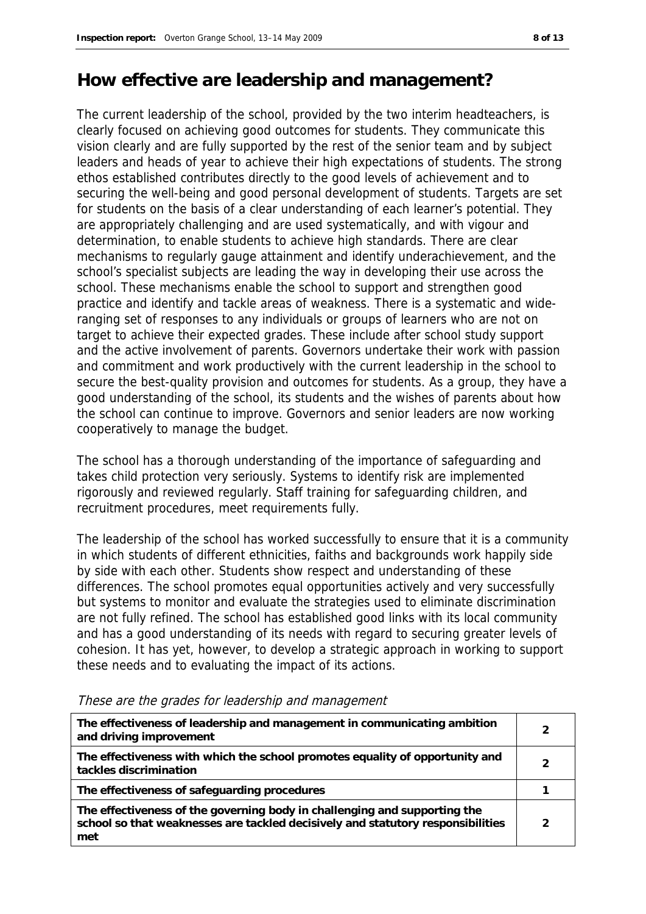## How effective are leadership and management?

The current leadership of the school, provided by the two interim headteachers, is clearly focused on achieving good outcomes for students. They communicate this vision clearly and are fully supported by the rest of the senior team and by subject leaders and heads of year to achieve their high expectations of students. The strong ethos established contributes directly to the good levels of achievement and to securing the well-being and good personal development of students. Targets are set for students on the basis of a clear understanding of each learner's potential. They are appropriately challenging and are used systematically, and with vigour and determination, to enable students to achieve high standards. There are clear mechanisms to regularly gauge attainment and identify underachievement, and the school's specialist subjects are leading the way in developing their use across the school. These mechanisms enable the school to support and strengthen good practice and identify and tackle areas of weakness. There is a systematic and wide-ranging set of responses to any individuals or groups of learners who are not on target to achieve their expected grades. These include after school study support and the active involvement of parents. Governors undertake their work with passion and commitment and work productively with the current leadership in the school to secure the best-quality provision and outcomes for students. As a group, they have a good understanding of the school, its students and the wishes of parents about how the school can continue to improve. Governors and senior leaders are now working cooperatively to manage the budget.

The school has a thorough understanding of the importance of safeguarding and takes child protection very seriously. Systems to identify risk are implemented rigorously and reviewed regularly. Staff training for safeguarding children, and recruitment procedures, meet requirements fully.

The leadership of the school has worked successfully to ensure that it is a community in which students of different ethnicities, faiths and backgrounds work happily side by side with each other. Students show respect and understanding of these differences. The school promotes equal opportunities actively and very successfully but systems to monitor and evaluate the strategies used to eliminate discrimination are not fully refined. The school has established good links with its local community and has a good understanding of its needs with regard to securing greater levels of cohesion. It has yet, however, to develop a strategic approach in working to support these needs and to evaluating the impact of its actions.

*These are the grades for leadership and management*

| | |
|---|---|
| **The effectiveness of leadership and management in communicating ambition and driving improvement** | 2 |
| **The effectiveness with which the school promotes equality of opportunity and tackles discrimination** | 2 |
| **The effectiveness of safeguarding procedures** | 1 |
| **The effectiveness of the governing body in challenging and supporting the school so that weaknesses are tackled decisively and statutory responsibilities met** | 2 |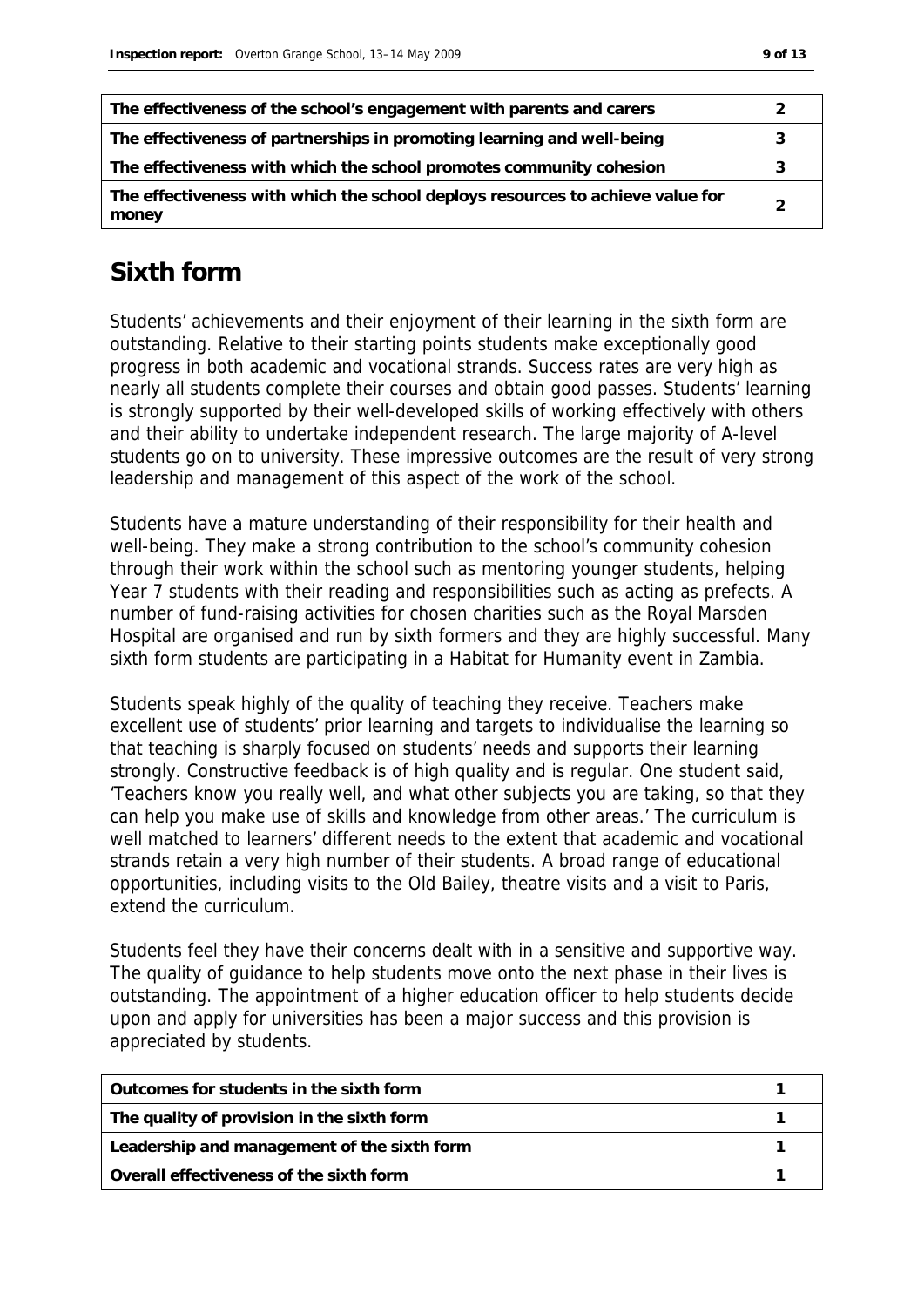| | |
|---|---|
| The effectiveness of the school's engagement with parents and carers | 2 |
| The effectiveness of partnerships in promoting learning and well-being | 3 |
| The effectiveness with which the school promotes community cohesion | 3 |
| The effectiveness with which the school deploys resources to achieve value for money | 2 |

## Sixth form

Students' achievements and their enjoyment of their learning in the sixth form are outstanding. Relative to their starting points students make exceptionally good progress in both academic and vocational strands. Success rates are very high as nearly all students complete their courses and obtain good passes. Students' learning is strongly supported by their well-developed skills of working effectively with others and their ability to undertake independent research. The large majority of A-level students go on to university. These impressive outcomes are the result of very strong leadership and management of this aspect of the work of the school.

Students have a mature understanding of their responsibility for their health and well-being. They make a strong contribution to the school's community cohesion through their work within the school such as mentoring younger students, helping Year 7 students with their reading and responsibilities such as acting as prefects. A number of fund-raising activities for chosen charities such as the Royal Marsden Hospital are organised and run by sixth formers and they are highly successful. Many sixth form students are participating in a Habitat for Humanity event in Zambia.

Students speak highly of the quality of teaching they receive. Teachers make excellent use of students' prior learning and targets to individualise the learning so that teaching is sharply focused on students' needs and supports their learning strongly. Constructive feedback is of high quality and is regular. One student said, 'Teachers know you really well, and what other subjects you are taking, so that they can help you make use of skills and knowledge from other areas.' The curriculum is well matched to learners' different needs to the extent that academic and vocational strands retain a very high number of their students. A broad range of educational opportunities, including visits to the Old Bailey, theatre visits and a visit to Paris, extend the curriculum.

Students feel they have their concerns dealt with in a sensitive and supportive way. The quality of guidance to help students move onto the next phase in their lives is outstanding. The appointment of a higher education officer to help students decide upon and apply for universities has been a major success and this provision is appreciated by students.

| | |
|---|---|
| Outcomes for students in the sixth form | 1 |
| The quality of provision in the sixth form | 1 |
| Leadership and management of the sixth form | 1 |
| Overall effectiveness of the sixth form | 1 |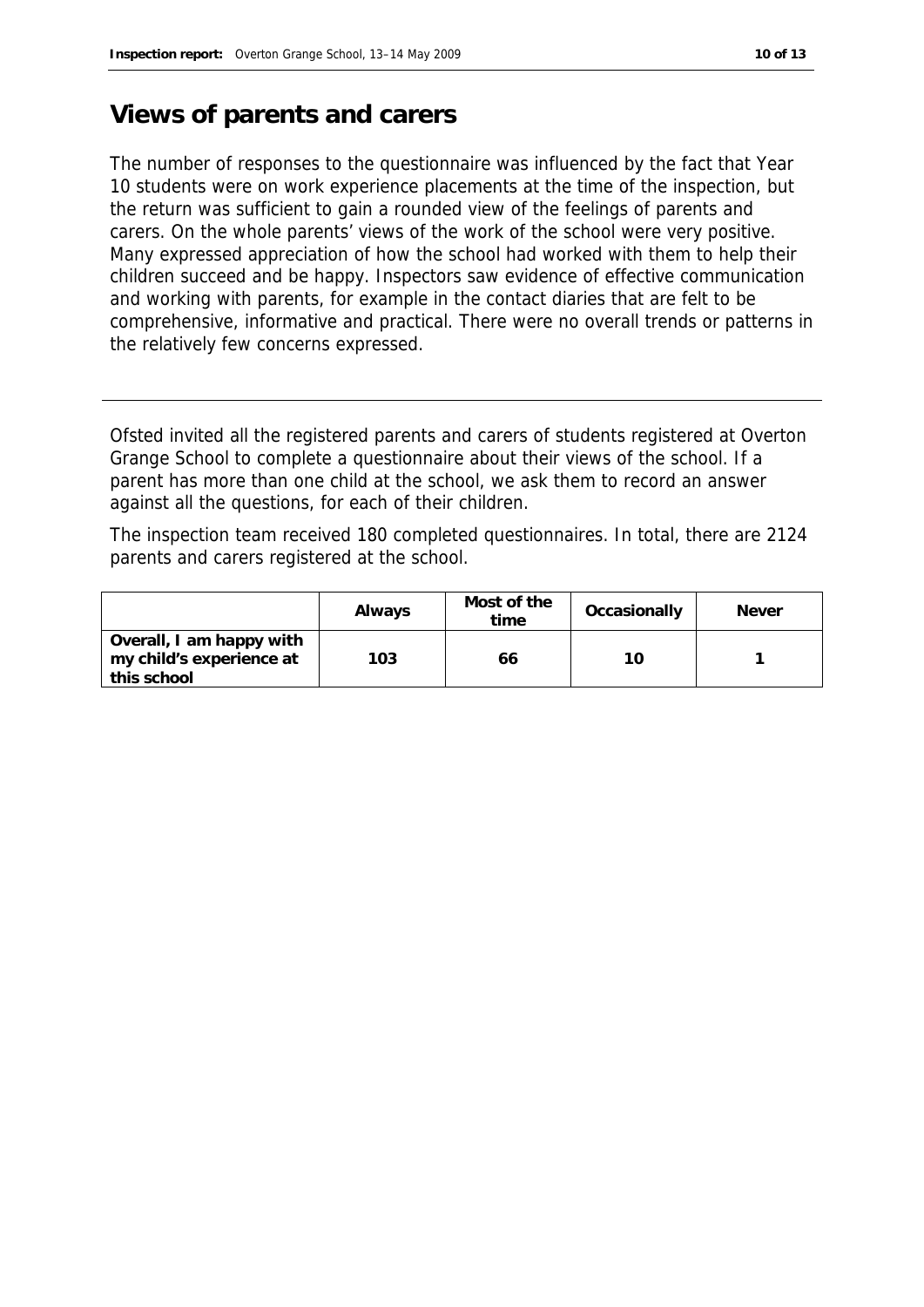## Views of parents and carers

The number of responses to the questionnaire was influenced by the fact that Year 10 students were on work experience placements at the time of the inspection, but the return was sufficient to gain a rounded view of the feelings of parents and carers. On the whole parents' views of the work of the school were very positive. Many expressed appreciation of how the school had worked with them to help their children succeed and be happy. Inspectors saw evidence of effective communication and working with parents, for example in the contact diaries that are felt to be comprehensive, informative and practical. There were no overall trends or patterns in the relatively few concerns expressed.

---

Ofsted invited all the registered parents and carers of students registered at Overton Grange School to complete a questionnaire about their views of the school. If a parent has more than one child at the school, we ask them to record an answer against all the questions, for each of their children.

The inspection team received 180 completed questionnaires. In total, there are 2124 parents and carers registered at the school.

| | Always | Most of the time | Occasionally | Never |
|---|---|---|---|---|
| **Overall, I am happy with my child's experience at this school** | 103 | 66 | 10 | 1 |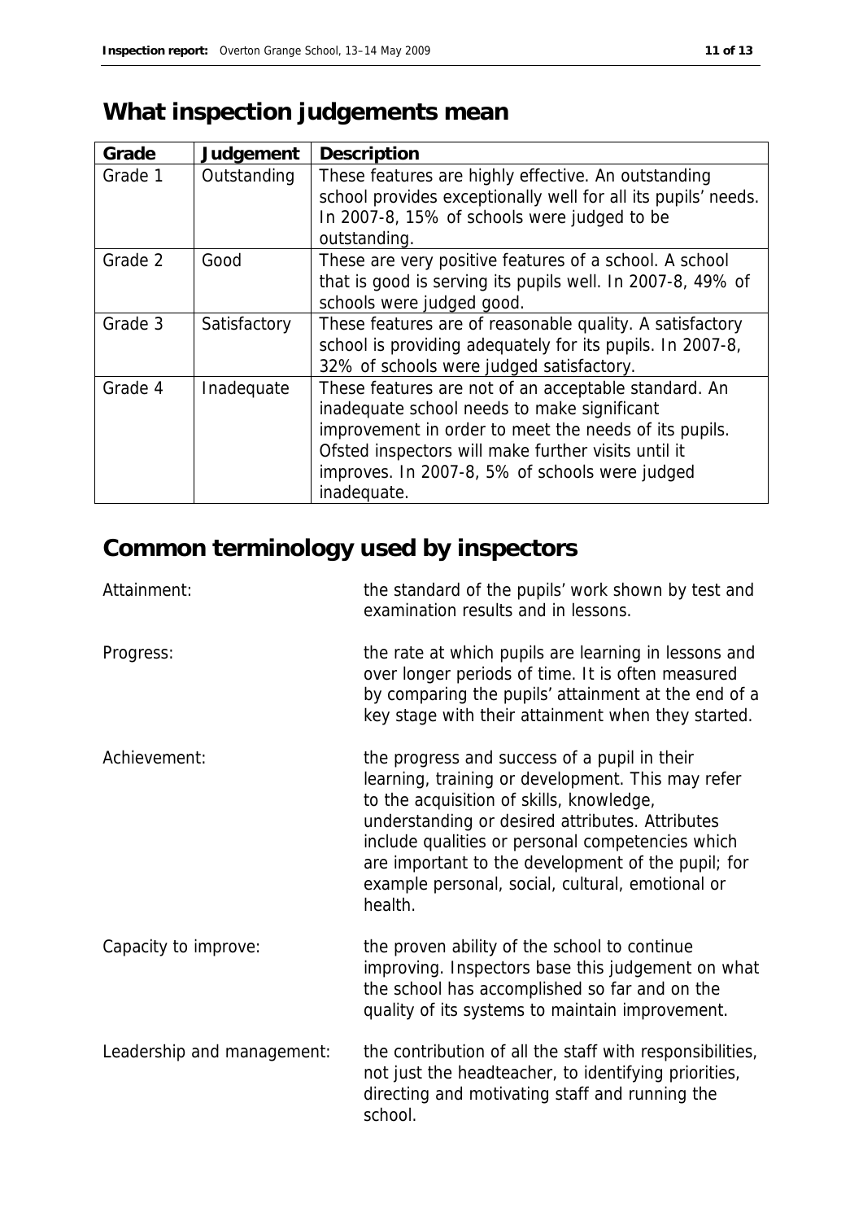## What inspection judgements mean

| Grade | Judgement | Description |
|---|---|---|
| Grade 1 | Outstanding | These features are highly effective. An outstanding school provides exceptionally well for all its pupils' needs. In 2007-8, 15% of schools were judged to be outstanding. |
| Grade 2 | Good | These are very positive features of a school. A school that is good is serving its pupils well. In 2007-8, 49% of schools were judged good. |
| Grade 3 | Satisfactory | These features are of reasonable quality. A satisfactory school is providing adequately for its pupils. In 2007-8, 32% of schools were judged satisfactory. |
| Grade 4 | Inadequate | These features are not of an acceptable standard. An inadequate school needs to make significant improvement in order to meet the needs of its pupils. Ofsted inspectors will make further visits until it improves. In 2007-8, 5% of schools were judged inadequate. |

## Common terminology used by inspectors

Attainment: the standard of the pupils' work shown by test and examination results and in lessons.

Progress: the rate at which pupils are learning in lessons and over longer periods of time. It is often measured by comparing the pupils' attainment at the end of a key stage with their attainment when they started.

Achievement: the progress and success of a pupil in their learning, training or development. This may refer to the acquisition of skills, knowledge, understanding or desired attributes. Attributes include qualities or personal competencies which are important to the development of the pupil; for example personal, social, cultural, emotional or health.

Capacity to improve: the proven ability of the school to continue improving. Inspectors base this judgement on what the school has accomplished so far and on the quality of its systems to maintain improvement.

Leadership and management: the contribution of all the staff with responsibilities, not just the headteacher, to identifying priorities, directing and motivating staff and running the school.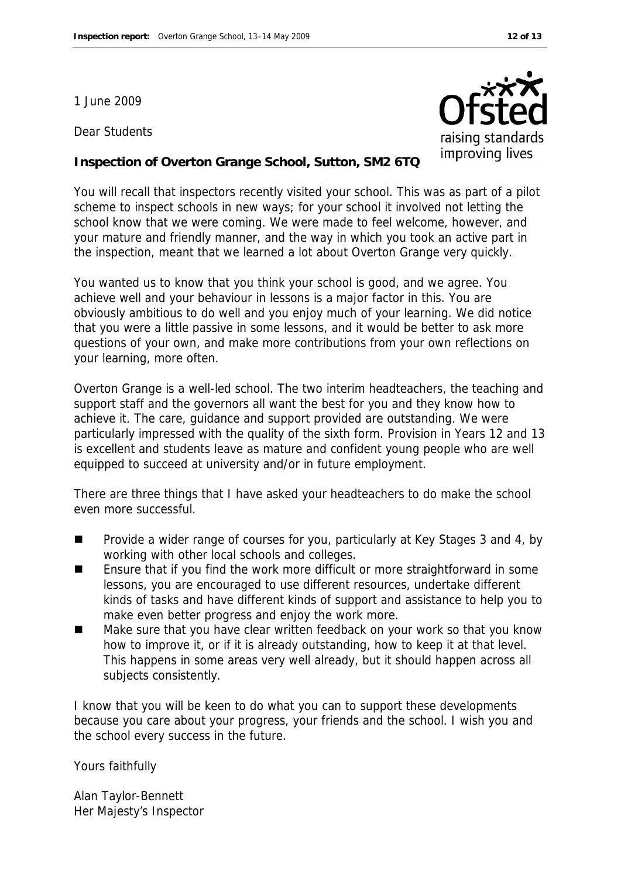1 June 2009

Dear Students

**Inspection of Overton Grange School, Sutton, SM2 6TQ**

You will recall that inspectors recently visited your school. This was as part of a pilot scheme to inspect schools in new ways; for your school it involved not letting the school know that we were coming. We were made to feel welcome, however, and your mature and friendly manner, and the way in which you took an active part in the inspection, meant that we learned a lot about Overton Grange very quickly.

You wanted us to know that you think your school is good, and we agree. You achieve well and your behaviour in lessons is a major factor in this. You are obviously ambitious to do well and you enjoy much of your learning. We did notice that you were a little passive in some lessons, and it would be better to ask more questions of your own, and make more contributions from your own reflections on your learning, more often.

Overton Grange is a well-led school. The two interim headteachers, the teaching and support staff and the governors all want the best for you and they know how to achieve it. The care, guidance and support provided are outstanding. We were particularly impressed with the quality of the sixth form. Provision in Years 12 and 13 is excellent and students leave as mature and confident young people who are well equipped to succeed at university and/or in future employment.

There are three things that I have asked your headteachers to do make the school even more successful.

- Provide a wider range of courses for you, particularly at Key Stages 3 and 4, by working with other local schools and colleges.
- Ensure that if you find the work more difficult or more straightforward in some lessons, you are encouraged to use different resources, undertake different kinds of tasks and have different kinds of support and assistance to help you to make even better progress and enjoy the work more.
- Make sure that you have clear written feedback on your work so that you know how to improve it, or if it is already outstanding, how to keep it at that level. This happens in some areas very well already, but it should happen across all subjects consistently.

I know that you will be keen to do what you can to support these developments because you care about your progress, your friends and the school. I wish you and the school every success in the future.

Yours faithfully

Alan Taylor-Bennett
Her Majesty's Inspector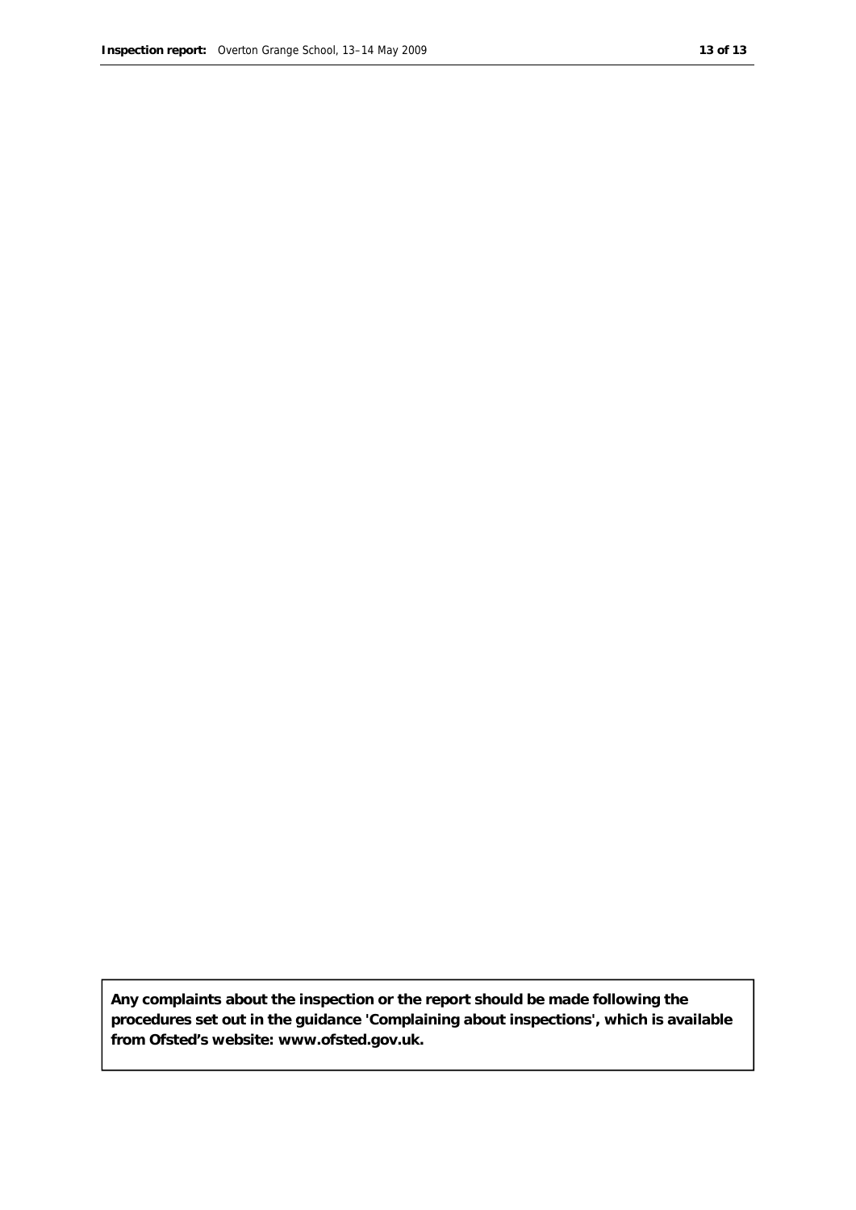**Any complaints about the inspection or the report should be made following the procedures set out in the guidance 'Complaining about inspections', which is available from Ofsted's website: www.ofsted.gov.uk.**